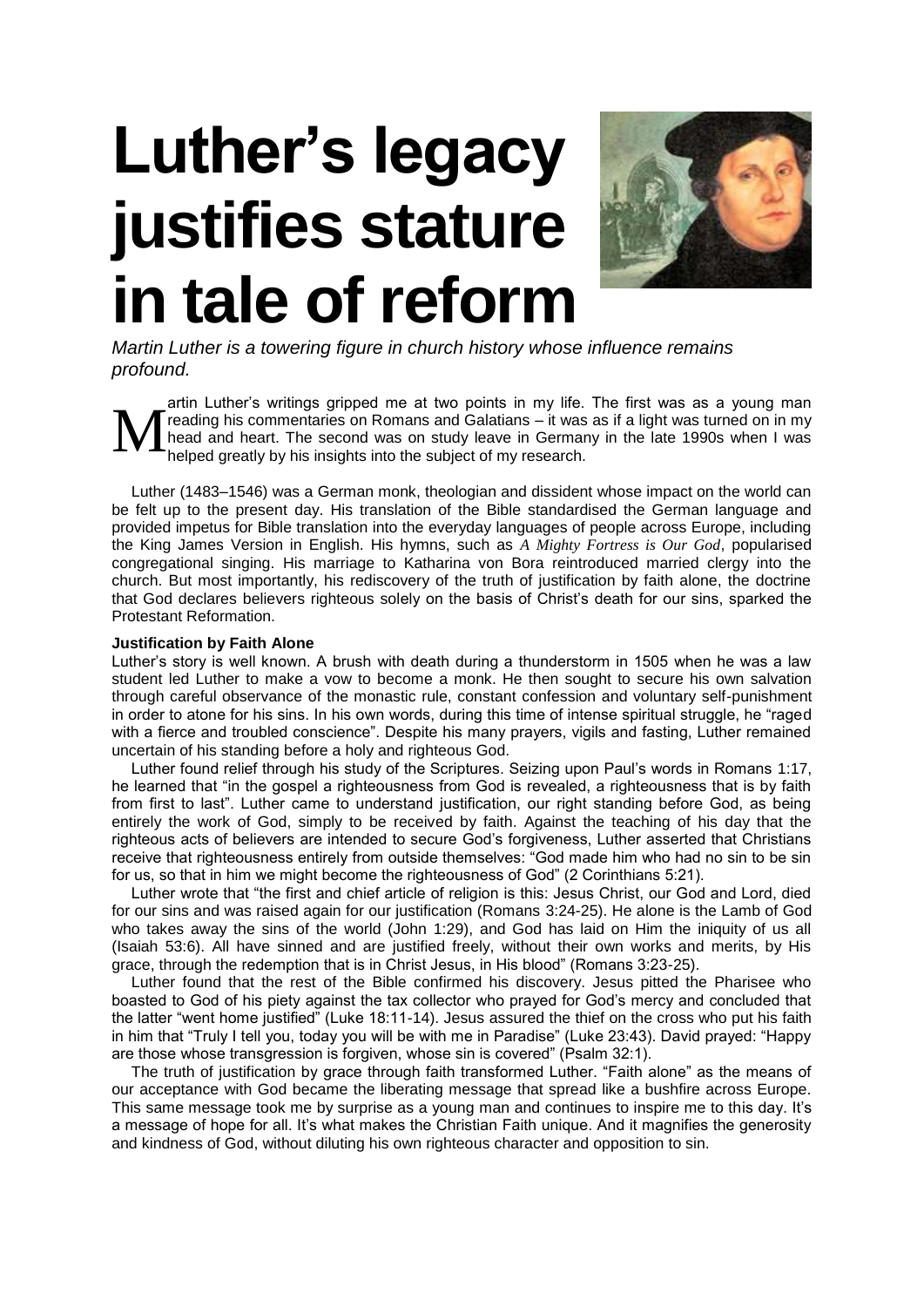# Luther's legacy justifies stature in tale of reform

*Martin Luther is a towering figure in church history whose influence remains profound.*

Martin Luther's writings gripped me at two points in my life. The first was as a young man reading his commentaries on Romans and Galatians – it was as if a light was turned on in my head and heart. The second was on study leave in Germany in the late 1990s when I was helped greatly by his insights into the subject of my research.

Luther (1483–1546) was a German monk, theologian and dissident whose impact on the world can be felt up to the present day. His translation of the Bible standardised the German language and provided impetus for Bible translation into the everyday languages of people across Europe, including the King James Version in English. His hymns, such as *A Mighty Fortress is Our God*, popularised congregational singing. His marriage to Katharina von Bora reintroduced married clergy into the church. But most importantly, his rediscovery of the truth of justification by faith alone, the doctrine that God declares believers righteous solely on the basis of Christ's death for our sins, sparked the Protestant Reformation.

**Justification by Faith Alone**

Luther's story is well known. A brush with death during a thunderstorm in 1505 when he was a law student led Luther to make a vow to become a monk. He then sought to secure his own salvation through careful observance of the monastic rule, constant confession and voluntary self-punishment in order to atone for his sins. In his own words, during this time of intense spiritual struggle, he "raged with a fierce and troubled conscience". Despite his many prayers, vigils and fasting, Luther remained uncertain of his standing before a holy and righteous God.

Luther found relief through his study of the Scriptures. Seizing upon Paul's words in Romans 1:17, he learned that "in the gospel a righteousness from God is revealed, a righteousness that is by faith from first to last". Luther came to understand justification, our right standing before God, as being entirely the work of God, simply to be received by faith. Against the teaching of his day that the righteous acts of believers are intended to secure God's forgiveness, Luther asserted that Christians receive that righteousness entirely from outside themselves: "God made him who had no sin to be sin for us, so that in him we might become the righteousness of God" (2 Corinthians 5:21).

Luther wrote that "the first and chief article of religion is this: Jesus Christ, our God and Lord, died for our sins and was raised again for our justification (Romans 3:24-25). He alone is the Lamb of God who takes away the sins of the world (John 1:29), and God has laid on Him the iniquity of us all (Isaiah 53:6). All have sinned and are justified freely, without their own works and merits, by His grace, through the redemption that is in Christ Jesus, in His blood" (Romans 3:23-25).

Luther found that the rest of the Bible confirmed his discovery. Jesus pitted the Pharisee who boasted to God of his piety against the tax collector who prayed for God's mercy and concluded that the latter "went home justified" (Luke 18:11-14). Jesus assured the thief on the cross who put his faith in him that "Truly I tell you, today you will be with me in Paradise" (Luke 23:43). David prayed: "Happy are those whose transgression is forgiven, whose sin is covered" (Psalm 32:1).

The truth of justification by grace through faith transformed Luther. "Faith alone" as the means of our acceptance with God became the liberating message that spread like a bushfire across Europe. This same message took me by surprise as a young man and continues to inspire me to this day. It's a message of hope for all. It's what makes the Christian Faith unique. And it magnifies the generosity and kindness of God, without diluting his own righteous character and opposition to sin.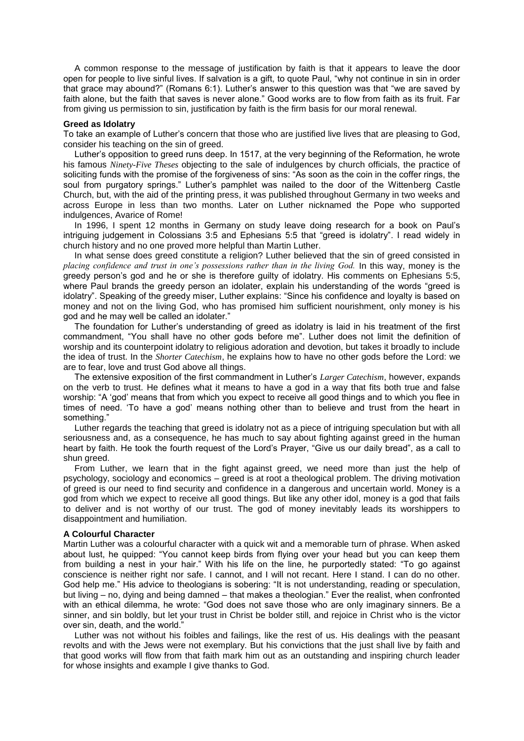A common response to the message of justification by faith is that it appears to leave the door open for people to live sinful lives. If salvation is a gift, to quote Paul, "why not continue in sin in order that grace may abound?" (Romans 6:1). Luther's answer to this question was that "we are saved by faith alone, but the faith that saves is never alone." Good works are to flow from faith as its fruit. Far from giving us permission to sin, justification by faith is the firm basis for our moral renewal.

**Greed as Idolatry**

To take an example of Luther's concern that those who are justified live lives that are pleasing to God, consider his teaching on the sin of greed.

Luther's opposition to greed runs deep. In 1517, at the very beginning of the Reformation, he wrote his famous *Ninety-Five Theses* objecting to the sale of indulgences by church officials, the practice of soliciting funds with the promise of the forgiveness of sins: "As soon as the coin in the coffer rings, the soul from purgatory springs." Luther's pamphlet was nailed to the door of the Wittenberg Castle Church, but, with the aid of the printing press, it was published throughout Germany in two weeks and across Europe in less than two months. Later on Luther nicknamed the Pope who supported indulgences, Avarice of Rome!

In 1996, I spent 12 months in Germany on study leave doing research for a book on Paul's intriguing judgement in Colossians 3:5 and Ephesians 5:5 that "greed is idolatry". I read widely in church history and no one proved more helpful than Martin Luther.

In what sense does greed constitute a religion? Luther believed that the sin of greed consisted in *placing confidence and trust in one's possessions rather than in the living God.* In this way, money is the greedy person's god and he or she is therefore guilty of idolatry. His comments on Ephesians 5:5, where Paul brands the greedy person an idolater, explain his understanding of the words "greed is idolatry". Speaking of the greedy miser, Luther explains: "Since his confidence and loyalty is based on money and not on the living God, who has promised him sufficient nourishment, only money is his god and he may well be called an idolater."

The foundation for Luther's understanding of greed as idolatry is laid in his treatment of the first commandment, "You shall have no other gods before me". Luther does not limit the definition of worship and its counterpoint idolatry to religious adoration and devotion, but takes it broadly to include the idea of trust. In the *Shorter Catechism*, he explains how to have no other gods before the Lord: we are to fear, love and trust God above all things.

The extensive exposition of the first commandment in Luther's *Larger Catechism*, however, expands on the verb to trust. He defines what it means to have a god in a way that fits both true and false worship: "A 'god' means that from which you expect to receive all good things and to which you flee in times of need. 'To have a god' means nothing other than to believe and trust from the heart in something."

Luther regards the teaching that greed is idolatry not as a piece of intriguing speculation but with all seriousness and, as a consequence, he has much to say about fighting against greed in the human heart by faith. He took the fourth request of the Lord's Prayer, "Give us our daily bread", as a call to shun greed.

From Luther, we learn that in the fight against greed, we need more than just the help of psychology, sociology and economics – greed is at root a theological problem. The driving motivation of greed is our need to find security and confidence in a dangerous and uncertain world. Money is a god from which we expect to receive all good things. But like any other idol, money is a god that fails to deliver and is not worthy of our trust. The god of money inevitably leads its worshippers to disappointment and humiliation.

**A Colourful Character**

Martin Luther was a colourful character with a quick wit and a memorable turn of phrase. When asked about lust, he quipped: "You cannot keep birds from flying over your head but you can keep them from building a nest in your hair." With his life on the line, he purportedly stated: "To go against conscience is neither right nor safe. I cannot, and I will not recant. Here I stand. I can do no other. God help me." His advice to theologians is sobering: "It is not understanding, reading or speculation, but living – no, dying and being damned – that makes a theologian." Ever the realist, when confronted with an ethical dilemma, he wrote: "God does not save those who are only imaginary sinners. Be a sinner, and sin boldly, but let your trust in Christ be bolder still, and rejoice in Christ who is the victor over sin, death, and the world."

Luther was not without his foibles and failings, like the rest of us. His dealings with the peasant revolts and with the Jews were not exemplary. But his convictions that the just shall live by faith and that good works will flow from that faith mark him out as an outstanding and inspiring church leader for whose insights and example I give thanks to God.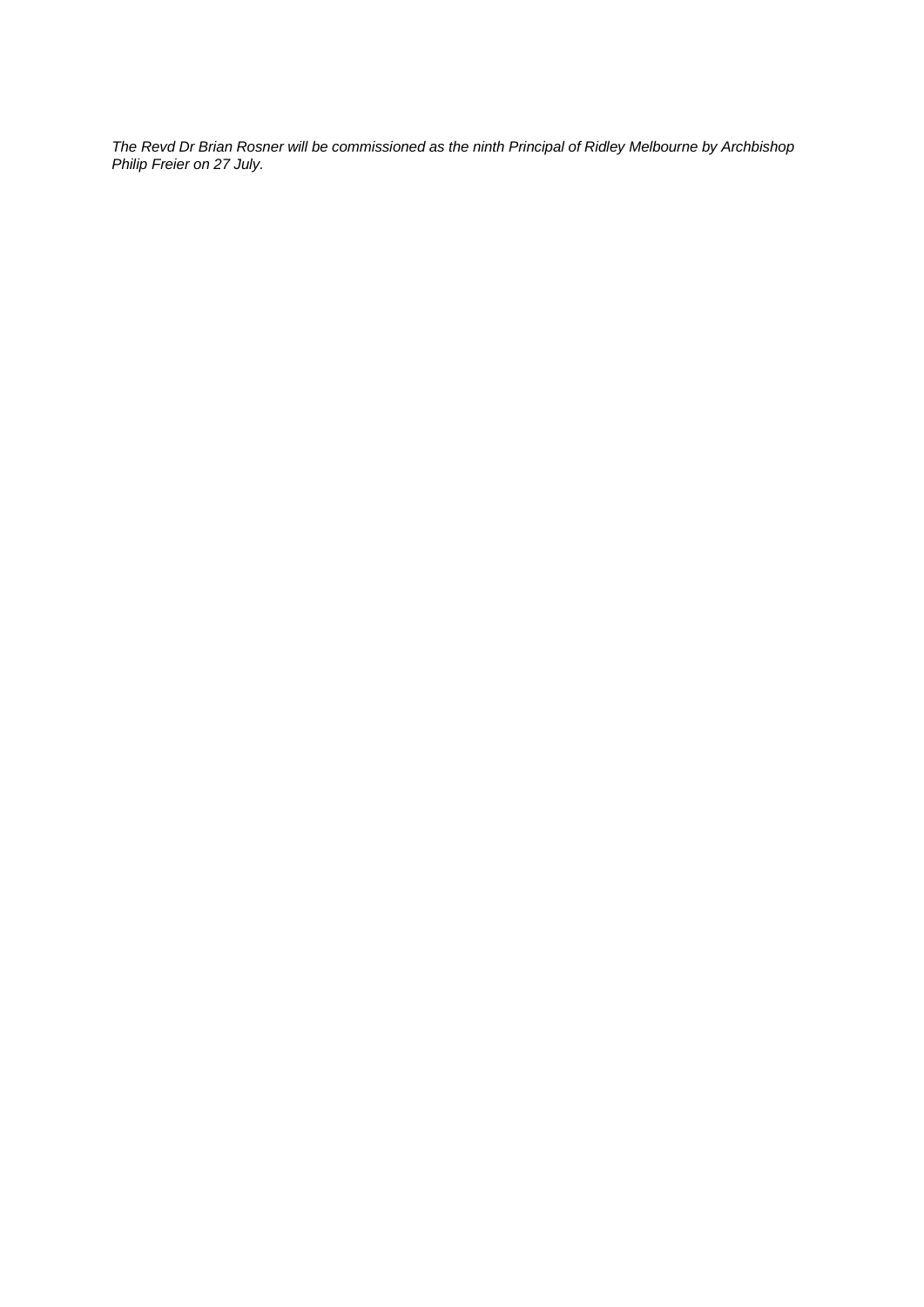*The Revd Dr Brian Rosner will be commissioned as the ninth Principal of Ridley Melbourne by Archbishop Philip Freier on 27 July.*